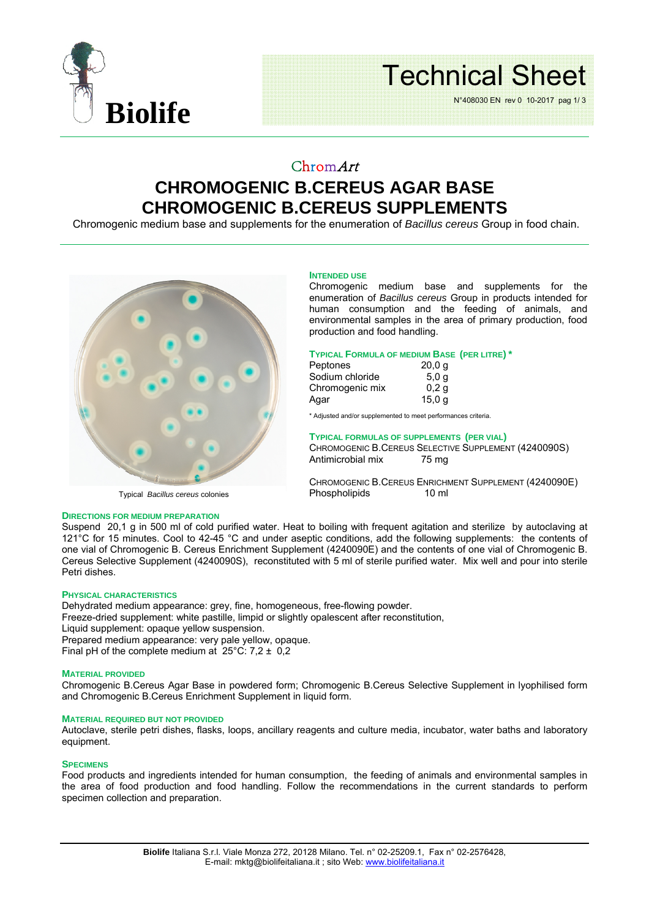ChromArt

# CHROMOGENIC B.CEREUS AGAR BASE
# CHROMOGENIC B.CEREUS SUPPLEMENTS

Chromogenic medium base and supplements for the enumeration of *Bacillus cereus* Group in food chain.

Typical *Bacillus cereus* colonies

### INTENDED USE

Chromogenic medium base and supplements for the enumeration of *Bacillus cereus* Group in products intended for human consumption and the feeding of animals, and environmental samples in the area of primary production, food production and food handling.

### TYPICAL FORMULA OF MEDIUM BASE (PER LITRE) *

| | |
|---|---|
| Peptones | 20,0 g |
| Sodium chloride | 5,0 g |
| Chromogenic mix | 0,2 g |
| Agar | 15,0 g |

\* Adjusted and/or supplemented to meet performances criteria.

### TYPICAL FORMULAS OF SUPPLEMENTS (PER VIAL)

CHROMOGENIC B.CEREUS SELECTIVE SUPPLEMENT (4240090S)

| | |
|---|---|
| Antimicrobial mix | 75 mg |

CHROMOGENIC B.CEREUS ENRICHMENT SUPPLEMENT (4240090E)

| | |
|---|---|
| Phospholipids | 10 ml |

### DIRECTIONS FOR MEDIUM PREPARATION

Suspend 20,1 g in 500 ml of cold purified water. Heat to boiling with frequent agitation and sterilize by autoclaving at 121°C for 15 minutes. Cool to 42-45 °C and under aseptic conditions, add the following supplements: the contents of one vial of Chromogenic B. Cereus Enrichment Supplement (4240090E) and the contents of one vial of Chromogenic B. Cereus Selective Supplement (4240090S), reconstituted with 5 ml of sterile purified water. Mix well and pour into sterile Petri dishes.

### PHYSICAL CHARACTERISTICS

Dehydrated medium appearance: grey, fine, homogeneous, free-flowing powder.
Freeze-dried supplement: white pastille, limpid or slightly opalescent after reconstitution,
Liquid supplement: opaque yellow suspension.
Prepared medium appearance: very pale yellow, opaque.
Final pH of the complete medium at 25°C: 7,2 ± 0,2

### MATERIAL PROVIDED

Chromogenic B.Cereus Agar Base in powdered form; Chromogenic B.Cereus Selective Supplement in lyophilised form and Chromogenic B.Cereus Enrichment Supplement in liquid form.

### MATERIAL REQUIRED BUT NOT PROVIDED

Autoclave, sterile petri dishes, flasks, loops, ancillary reagents and culture media, incubator, water baths and laboratory equipment.

### SPECIMENS

Food products and ingredients intended for human consumption, the feeding of animals and environmental samples in the area of food production and food handling. Follow the recommendations in the current standards to perform specimen collection and preparation.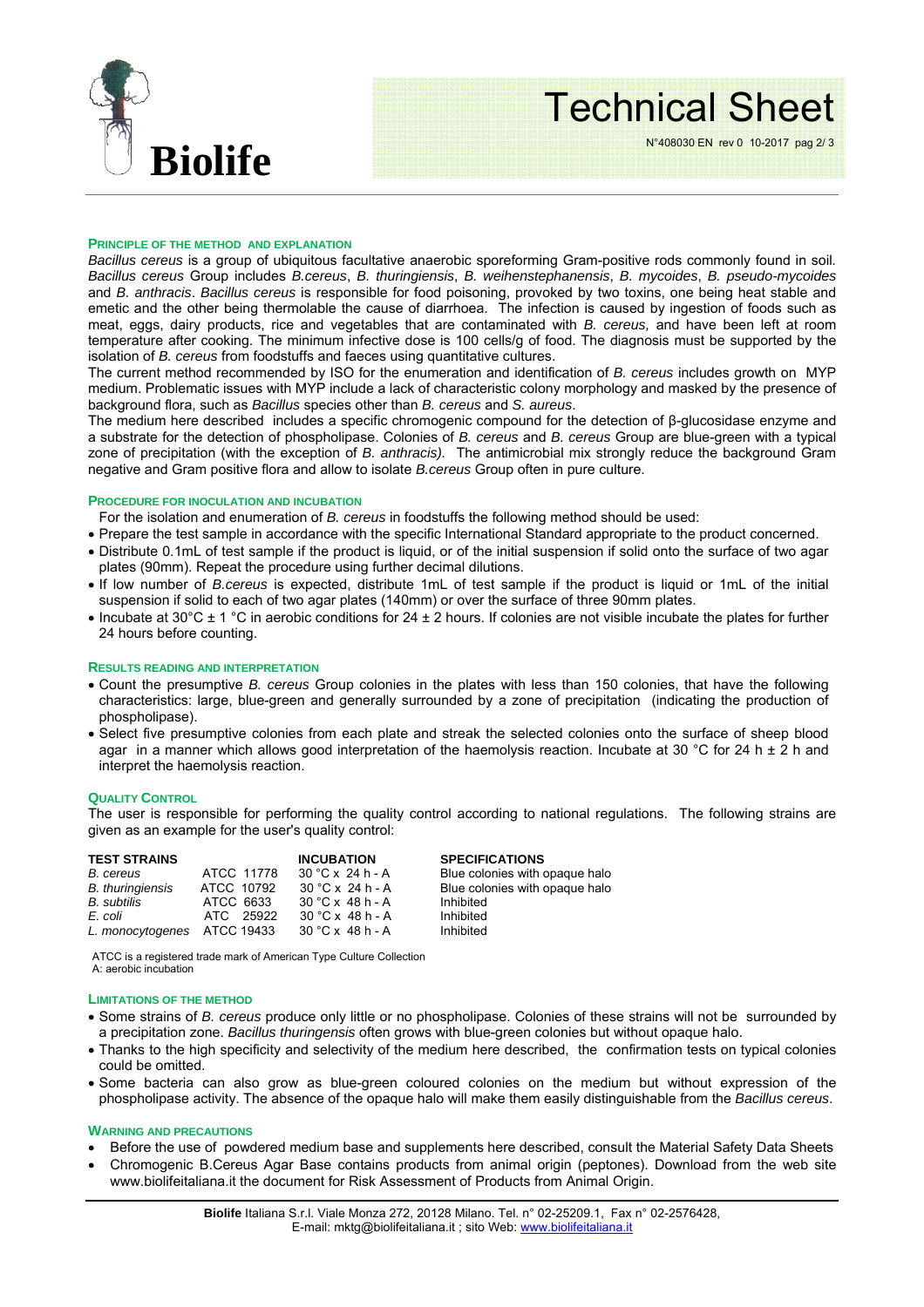## PRINCIPLE OF THE METHOD AND EXPLANATION

*Bacillus cereus* is a group of ubiquitous facultative anaerobic sporeforming Gram-positive rods commonly found in soil. *Bacillus cereus* Group includes *B.cereus*, *B. thuringiensis*, *B. weihenstephanensis*, *B. mycoides*, *B. pseudo-mycoides* and *B. anthracis*. *Bacillus cereus* is responsible for food poisoning, provoked by two toxins, one being heat stable and emetic and the other being thermolable the cause of diarrhoea. The infection is caused by ingestion of foods such as meat, eggs, dairy products, rice and vegetables that are contaminated with *B. cereus,* and have been left at room temperature after cooking. The minimum infective dose is 100 cells/g of food. The diagnosis must be supported by the isolation of *B. cereus* from foodstuffs and faeces using quantitative cultures.

The current method recommended by ISO for the enumeration and identification of *B. cereus* includes growth on MYP medium. Problematic issues with MYP include a lack of characteristic colony morphology and masked by the presence of background flora, such as *Bacillus* species other than *B. cereus* and *S. aureus*.

The medium here described includes a specific chromogenic compound for the detection of β-glucosidase enzyme and a substrate for the detection of phospholipase. Colonies of *B. cereus* and *B. cereus* Group are blue-green with a typical zone of precipitation (with the exception of *B. anthracis).* The antimicrobial mix strongly reduce the background Gram negative and Gram positive flora and allow to isolate *B.cereus* Group often in pure culture.

## PROCEDURE FOR INOCULATION AND INCUBATION

For the isolation and enumeration of *B. cereus* in foodstuffs the following method should be used:

- Prepare the test sample in accordance with the specific International Standard appropriate to the product concerned.
- Distribute 0.1mL of test sample if the product is liquid, or of the initial suspension if solid onto the surface of two agar plates (90mm). Repeat the procedure using further decimal dilutions.
- If low number of *B.cereus* is expected, distribute 1mL of test sample if the product is liquid or 1mL of the initial suspension if solid to each of two agar plates (140mm) or over the surface of three 90mm plates.
- Incubate at 30°C ± 1 °C in aerobic conditions for 24 ± 2 hours. If colonies are not visible incubate the plates for further 24 hours before counting.

## RESULTS READING AND INTERPRETATION

- Count the presumptive *B. cereus* Group colonies in the plates with less than 150 colonies, that have the following characteristics: large, blue-green and generally surrounded by a zone of precipitation (indicating the production of phospholipase).
- Select five presumptive colonies from each plate and streak the selected colonies onto the surface of sheep blood agar in a manner which allows good interpretation of the haemolysis reaction. Incubate at 30 °C for 24 h ± 2 h and interpret the haemolysis reaction.

## QUALITY CONTROL

The user is responsible for performing the quality control according to national regulations. The following strains are given as an example for the user's quality control:

| TEST STRAINS | | INCUBATION | SPECIFICATIONS |
|---|---|---|---|
| *B. cereus* | ATCC 11778 | 30 °C x 24 h - A | Blue colonies with opaque halo |
| *B. thuringiensis* | ATCC 10792 | 30 °C x 24 h - A | Blue colonies with opaque halo |
| *B. subtilis* | ATCC 6633 | 30 °C x 48 h - A | Inhibited |
| *E. coli* | ATC 25922 | 30 °C x 48 h - A | Inhibited |
| *L. monocytogenes* | ATCC 19433 | 30 °C x 48 h - A | Inhibited |

ATCC is a registered trade mark of American Type Culture Collection
A: aerobic incubation

## LIMITATIONS OF THE METHOD

- Some strains of *B. cereus* produce only little or no phospholipase. Colonies of these strains will not be surrounded by a precipitation zone. *Bacillus thuringiensis* often grows with blue-green colonies but without opaque halo.
- Thanks to the high specificity and selectivity of the medium here described, the confirmation tests on typical colonies could be omitted.
- Some bacteria can also grow as blue-green coloured colonies on the medium but without expression of the phospholipase activity. The absence of the opaque halo will make them easily distinguishable from the *Bacillus cereus*.

## WARNING AND PRECAUTIONS

- Before the use of powdered medium base and supplements here described, consult the Material Safety Data Sheets
- Chromogenic B.Cereus Agar Base contains products from animal origin (peptones). Download from the web site www.biolifeitaliana.it the document for Risk Assessment of Products from Animal Origin.

**Biolife** Italiana S.r.l. Viale Monza 272, 20128 Milano. Tel. n° 02-25209.1, Fax n° 02-2576428,
E-mail: mktg@biolifeitaliana.it ; sito Web: www.biolifeitaliana.it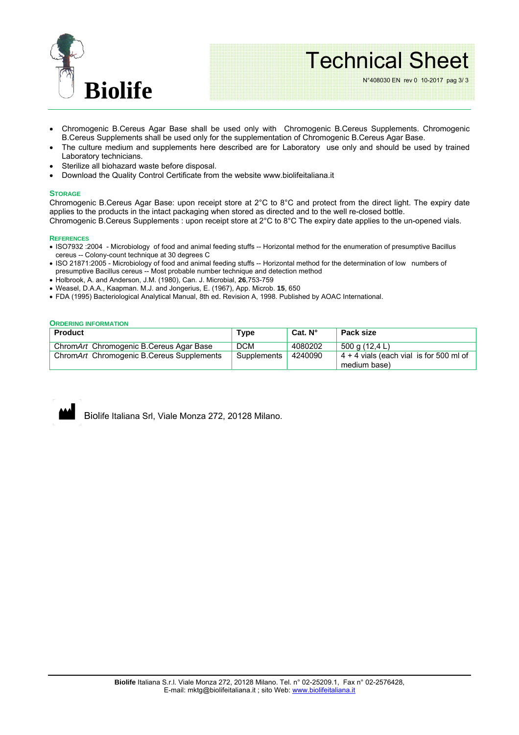- Chromogenic B.Cereus Agar Base shall be used only with Chromogenic B.Cereus Supplements. Chromogenic B.Cereus Supplements shall be used only for the supplementation of Chromogenic B.Cereus Agar Base.
- The culture medium and supplements here described are for Laboratory use only and should be used by trained Laboratory technicians.
- Sterilize all biohazard waste before disposal.
- Download the Quality Control Certificate from the website www.biolifeitaliana.it

## STORAGE

Chromogenic B.Cereus Agar Base: upon receipt store at 2°C to 8°C and protect from the direct light. The expiry date applies to the products in the intact packaging when stored as directed and to the well re-closed bottle.
Chromogenic B.Cereus Supplements : upon receipt store at 2°C to 8°C The expiry date applies to the un-opened vials.

## REFERENCES

- ISO7932 :2004 - Microbiology of food and animal feeding stuffs -- Horizontal method for the enumeration of presumptive Bacillus cereus -- Colony-count technique at 30 degrees C
- ISO 21871:2005 - Microbiology of food and animal feeding stuffs -- Horizontal method for the determination of low numbers of presumptive Bacillus cereus -- Most probable number technique and detection method
- Holbrook, A. and Anderson, J.M. (1980), Can. J. Microbial, **26**,753-759
- Weasel, D.A.A., Kaapman. M.J. and Jongerius, E. (1967), App. Microb. **15**, 650
- FDA (1995) Bacteriological Analytical Manual, 8th ed. Revision A, 1998. Published by AOAC International.

## ORDERING INFORMATION

| Product | Type | Cat. N° | Pack size |
|---|---|---|---|
| Chrom*Art* Chromogenic B.Cereus Agar Base | DCM | 4080202 | 500 g (12,4 L) |
| Chrom*Art* Chromogenic B.Cereus Supplements | Supplements | 4240090 | 4 + 4 vials (each vial is for 500 ml of medium base) |

Biolife Italiana Srl, Viale Monza 272, 20128 Milano.